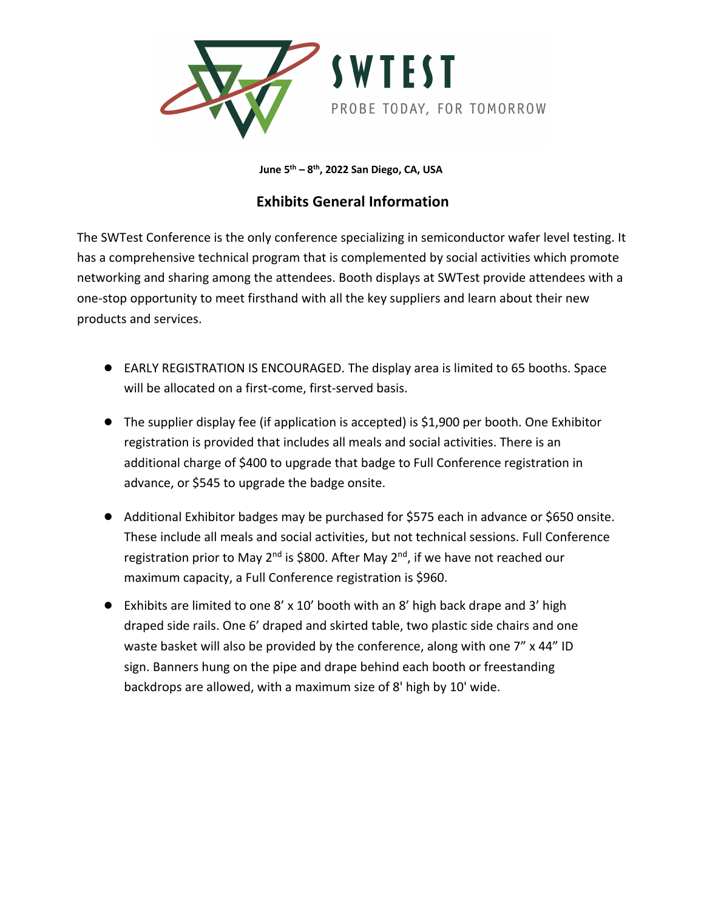SWTEST

PROBE TODAY, FOR TOMORROW

**June 5th – 8th, 2022 San Diego, CA, USA**

## Exhibits General Information

The SWTest Conference is the only conference specializing in semiconductor wafer level testing. It has a comprehensive technical program that is complemented by social activities which promote networking and sharing among the attendees. Booth displays at SWTest provide attendees with a one-stop opportunity to meet firsthand with all the key suppliers and learn about their new products and services.

- EARLY REGISTRATION IS ENCOURAGED. The display area is limited to 65 booths. Space will be allocated on a first-come, first-served basis.
- The supplier display fee (if application is accepted) is $1,900 per booth. One Exhibitor registration is provided that includes all meals and social activities. There is an additional charge of $400 to upgrade that badge to Full Conference registration in advance, or $545 to upgrade the badge onsite.
- Additional Exhibitor badges may be purchased for $575 each in advance or $650 onsite. These include all meals and social activities, but not technical sessions. Full Conference registration prior to May 2nd is $800. After May 2nd, if we have not reached our maximum capacity, a Full Conference registration is $960.
- Exhibits are limited to one 8' x 10' booth with an 8' high back drape and 3' high draped side rails. One 6' draped and skirted table, two plastic side chairs and one waste basket will also be provided by the conference, along with one 7" x 44" ID sign. Banners hung on the pipe and drape behind each booth or freestanding backdrops are allowed, with a maximum size of 8' high by 10' wide.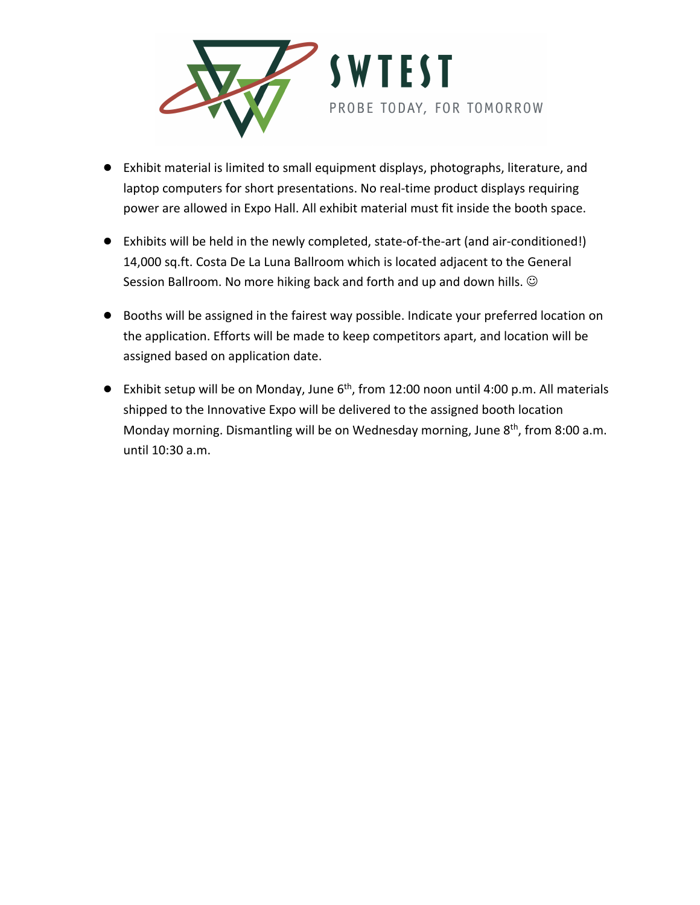SWTEST

PROBE TODAY, FOR TOMORROW

- Exhibit material is limited to small equipment displays, photographs, literature, and laptop computers for short presentations. No real-time product displays requiring power are allowed in Expo Hall. All exhibit material must fit inside the booth space.

- Exhibits will be held in the newly completed, state-of-the-art (and air-conditioned!) 14,000 sq.ft. Costa De La Luna Ballroom which is located adjacent to the General Session Ballroom. No more hiking back and forth and up and down hills. ☺

- Booths will be assigned in the fairest way possible. Indicate your preferred location on the application. Efforts will be made to keep competitors apart, and location will be assigned based on application date.

- Exhibit setup will be on Monday, June 6th, from 12:00 noon until 4:00 p.m. All materials shipped to the Innovative Expo will be delivered to the assigned booth location Monday morning. Dismantling will be on Wednesday morning, June 8th, from 8:00 a.m. until 10:30 a.m.